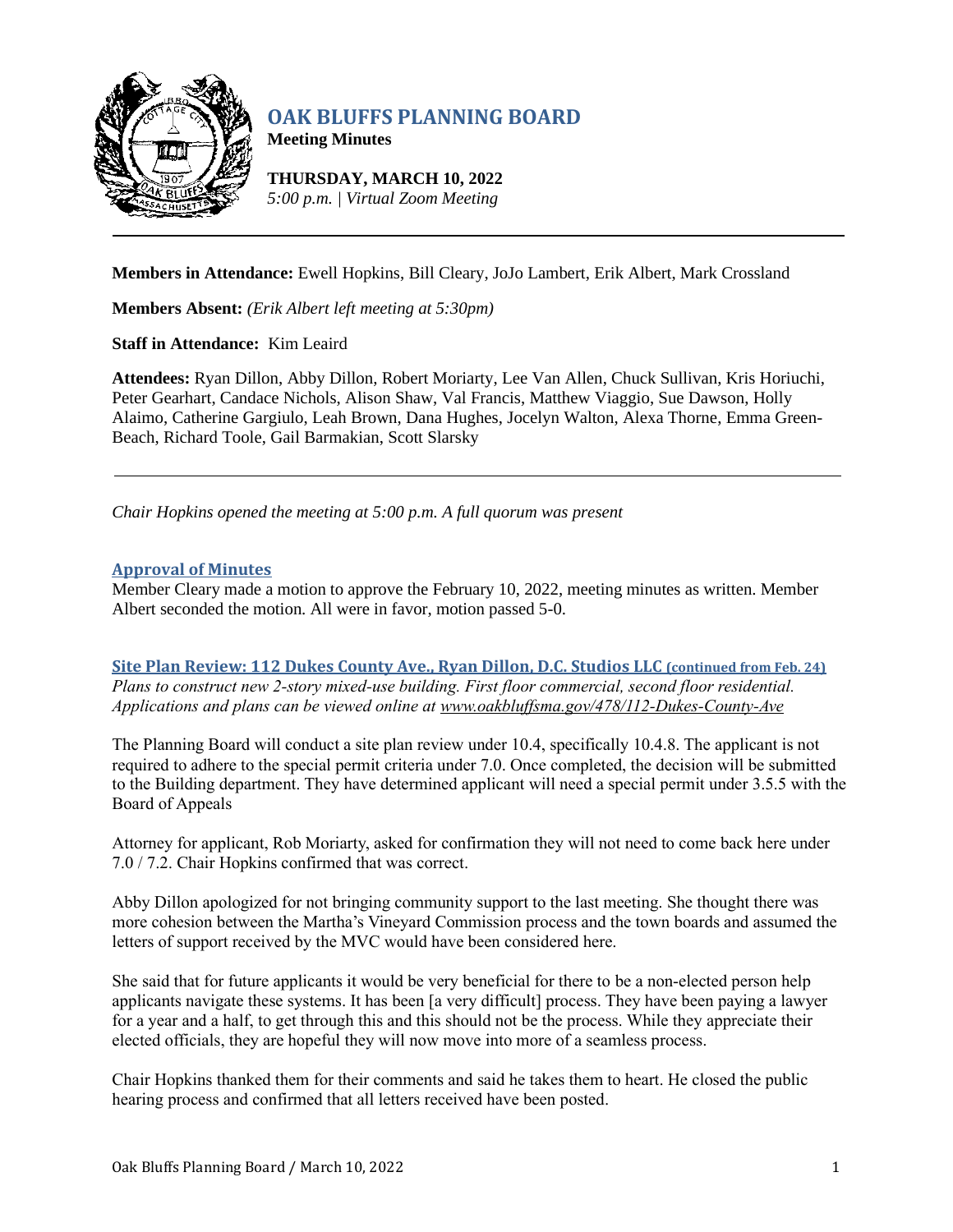# OAK BLUFFS PLANNING BOARD

**Meeting Minutes**

**THURSDAY, MARCH 10, 2022**
*5:00 p.m. | Virtual Zoom Meeting*

---

**Members in Attendance:** Ewell Hopkins, Bill Cleary, JoJo Lambert, Erik Albert, Mark Crossland

**Members Absent:** *(Erik Albert left meeting at 5:30pm)*

**Staff in Attendance:** Kim Leaird

**Attendees:** Ryan Dillon, Abby Dillon, Robert Moriarty, Lee Van Allen, Chuck Sullivan, Kris Horiuchi, Peter Gearhart, Candace Nichols, Alison Shaw, Val Francis, Matthew Viaggio, Sue Dawson, Holly Alaimo, Catherine Gargiulo, Leah Brown, Dana Hughes, Jocelyn Walton, Alexa Thorne, Emma Green-Beach, Richard Toole, Gail Barmakian, Scott Slarsky

---

*Chair Hopkins opened the meeting at 5:00 p.m. A full quorum was present*

## Approval of Minutes

Member Cleary made a motion to approve the February 10, 2022, meeting minutes as written. Member Albert seconded the motion. All were in favor, motion passed 5-0.

## Site Plan Review: 112 Dukes County Ave., Ryan Dillon, D.C. Studios LLC (continued from Feb. 24)

*Plans to construct new 2-story mixed-use building. First floor commercial, second floor residential. Applications and plans can be viewed online at www.oakbluffsma.gov/478/112-Dukes-County-Ave*

The Planning Board will conduct a site plan review under 10.4, specifically 10.4.8. The applicant is not required to adhere to the special permit criteria under 7.0. Once completed, the decision will be submitted to the Building department. They have determined applicant will need a special permit under 3.5.5 with the Board of Appeals

Attorney for applicant, Rob Moriarty, asked for confirmation they will not need to come back here under 7.0 / 7.2. Chair Hopkins confirmed that was correct.

Abby Dillon apologized for not bringing community support to the last meeting. She thought there was more cohesion between the Martha's Vineyard Commission process and the town boards and assumed the letters of support received by the MVC would have been considered here.

She said that for future applicants it would be very beneficial for there to be a non-elected person help applicants navigate these systems. It has been [a very difficult] process. They have been paying a lawyer for a year and a half, to get through this and this should not be the process. While they appreciate their elected officials, they are hopeful they will now move into more of a seamless process.

Chair Hopkins thanked them for their comments and said he takes them to heart. He closed the public hearing process and confirmed that all letters received have been posted.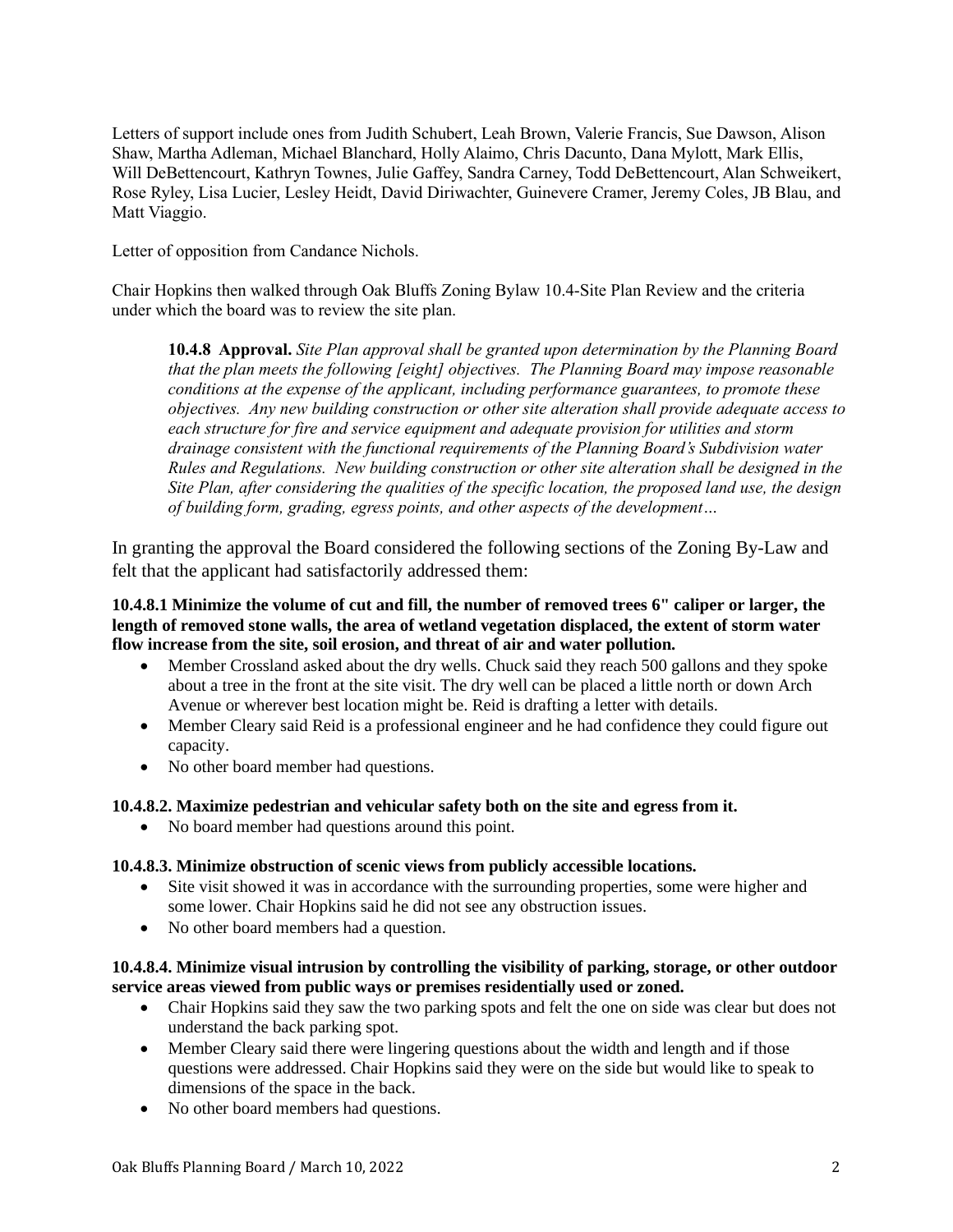Letters of support include ones from Judith Schubert, Leah Brown, Valerie Francis, Sue Dawson, Alison Shaw, Martha Adleman, Michael Blanchard, Holly Alaimo, Chris Dacunto, Dana Mylott, Mark Ellis, Will DeBettencourt, Kathryn Townes, Julie Gaffey, Sandra Carney, Todd DeBettencourt, Alan Schweikert, Rose Ryley, Lisa Lucier, Lesley Heidt, David Diriwachter, Guinevere Cramer, Jeremy Coles, JB Blau, and Matt Viaggio.

Letter of opposition from Candance Nichols.

Chair Hopkins then walked through Oak Bluffs Zoning Bylaw 10.4-Site Plan Review and the criteria under which the board was to review the site plan.

> **10.4.8 Approval.** *Site Plan approval shall be granted upon determination by the Planning Board that the plan meets the following [eight] objectives. The Planning Board may impose reasonable conditions at the expense of the applicant, including performance guarantees, to promote these objectives. Any new building construction or other site alteration shall provide adequate access to each structure for fire and service equipment and adequate provision for utilities and storm drainage consistent with the functional requirements of the Planning Board's Subdivision water Rules and Regulations. New building construction or other site alteration shall be designed in the Site Plan, after considering the qualities of the specific location, the proposed land use, the design of building form, grading, egress points, and other aspects of the development…*

In granting the approval the Board considered the following sections of the Zoning By-Law and felt that the applicant had satisfactorily addressed them:

**10.4.8.1 Minimize the volume of cut and fill, the number of removed trees 6" caliper or larger, the length of removed stone walls, the area of wetland vegetation displaced, the extent of storm water flow increase from the site, soil erosion, and threat of air and water pollution.**

- Member Crossland asked about the dry wells. Chuck said they reach 500 gallons and they spoke about a tree in the front at the site visit. The dry well can be placed a little north or down Arch Avenue or wherever best location might be. Reid is drafting a letter with details.
- Member Cleary said Reid is a professional engineer and he had confidence they could figure out capacity.
- No other board member had questions.

**10.4.8.2. Maximize pedestrian and vehicular safety both on the site and egress from it.**

- No board member had questions around this point.

**10.4.8.3. Minimize obstruction of scenic views from publicly accessible locations.**

- Site visit showed it was in accordance with the surrounding properties, some were higher and some lower. Chair Hopkins said he did not see any obstruction issues.
- No other board members had a question.

**10.4.8.4. Minimize visual intrusion by controlling the visibility of parking, storage, or other outdoor service areas viewed from public ways or premises residentially used or zoned.**

- Chair Hopkins said they saw the two parking spots and felt the one on side was clear but does not understand the back parking spot.
- Member Cleary said there were lingering questions about the width and length and if those questions were addressed. Chair Hopkins said they were on the side but would like to speak to dimensions of the space in the back.
- No other board members had questions.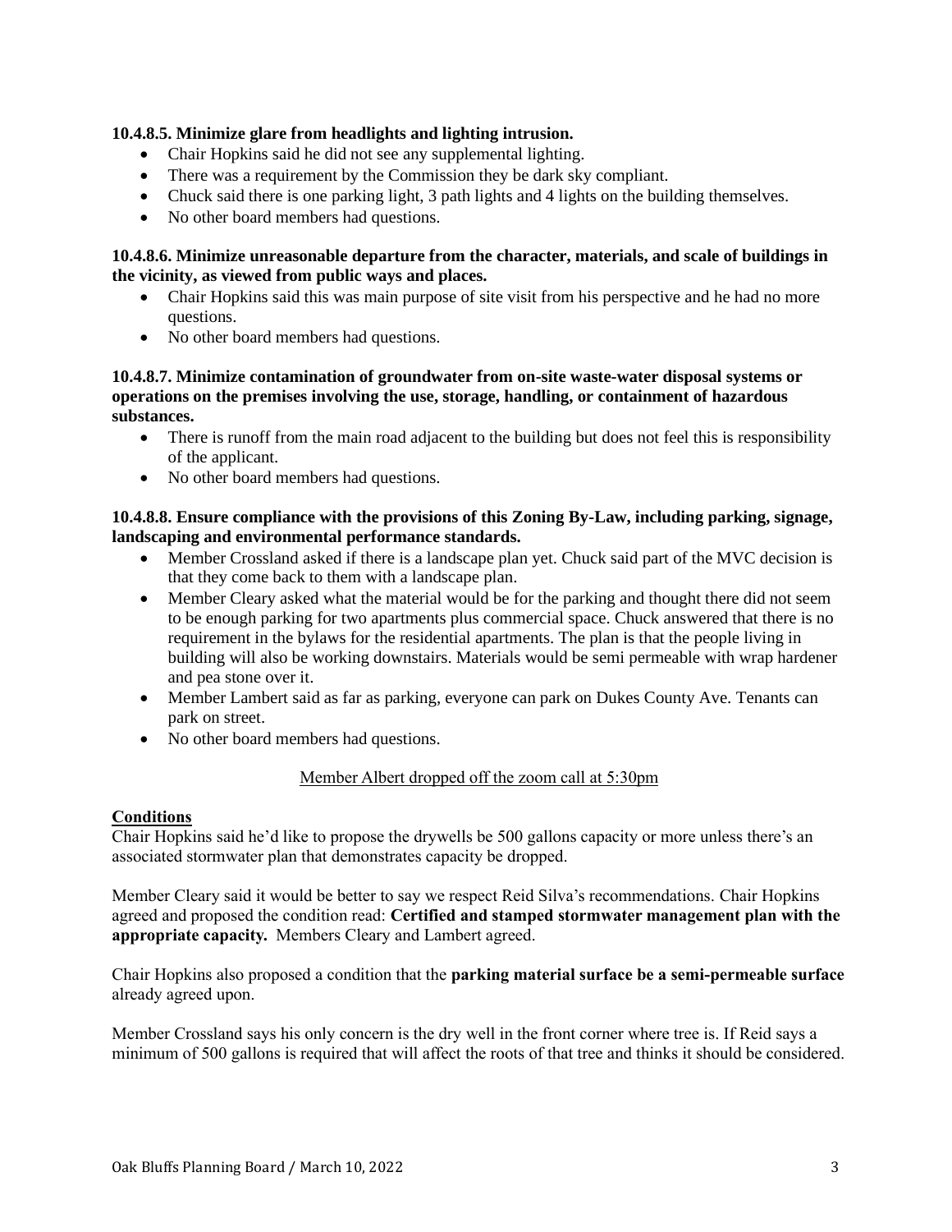**10.4.8.5. Minimize glare from headlights and lighting intrusion.**

- Chair Hopkins said he did not see any supplemental lighting.
- There was a requirement by the Commission they be dark sky compliant.
- Chuck said there is one parking light, 3 path lights and 4 lights on the building themselves.
- No other board members had questions.

**10.4.8.6. Minimize unreasonable departure from the character, materials, and scale of buildings in the vicinity, as viewed from public ways and places.**

- Chair Hopkins said this was main purpose of site visit from his perspective and he had no more questions.
- No other board members had questions.

**10.4.8.7. Minimize contamination of groundwater from on-site waste-water disposal systems or operations on the premises involving the use, storage, handling, or containment of hazardous substances.**

- There is runoff from the main road adjacent to the building but does not feel this is responsibility of the applicant.
- No other board members had questions.

**10.4.8.8. Ensure compliance with the provisions of this Zoning By-Law, including parking, signage, landscaping and environmental performance standards.**

- Member Crossland asked if there is a landscape plan yet. Chuck said part of the MVC decision is that they come back to them with a landscape plan.
- Member Cleary asked what the material would be for the parking and thought there did not seem to be enough parking for two apartments plus commercial space. Chuck answered that there is no requirement in the bylaws for the residential apartments. The plan is that the people living in building will also be working downstairs. Materials would be semi permeable with wrap hardener and pea stone over it.
- Member Lambert said as far as parking, everyone can park on Dukes County Ave. Tenants can park on street.
- No other board members had questions.

Member Albert dropped off the zoom call at 5:30pm

**Conditions**

Chair Hopkins said he'd like to propose the drywells be 500 gallons capacity or more unless there's an associated stormwater plan that demonstrates capacity be dropped.

Member Cleary said it would be better to say we respect Reid Silva's recommendations. Chair Hopkins agreed and proposed the condition read: **Certified and stamped stormwater management plan with the appropriate capacity.** Members Cleary and Lambert agreed.

Chair Hopkins also proposed a condition that the **parking material surface be a semi-permeable surface** already agreed upon.

Member Crossland says his only concern is the dry well in the front corner where tree is. If Reid says a minimum of 500 gallons is required that will affect the roots of that tree and thinks it should be considered.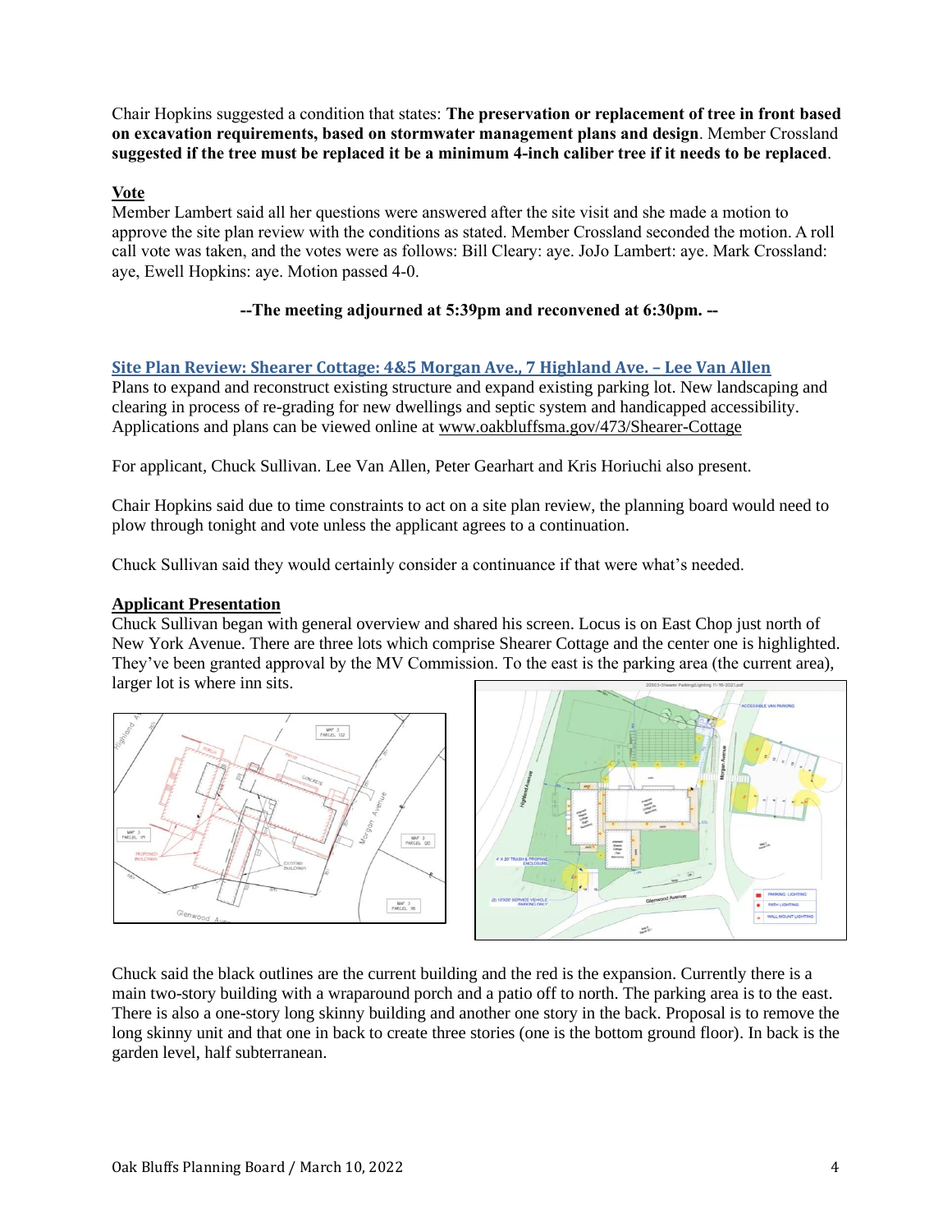Chair Hopkins suggested a condition that states: **The preservation or replacement of tree in front based on excavation requirements, based on stormwater management plans and design**. Member Crossland **suggested if the tree must be replaced it be a minimum 4-inch caliber tree if it needs to be replaced**.

**Vote**

Member Lambert said all her questions were answered after the site visit and she made a motion to approve the site plan review with the conditions as stated. Member Crossland seconded the motion. A roll call vote was taken, and the votes were as follows: Bill Cleary: aye. JoJo Lambert: aye. Mark Crossland: aye, Ewell Hopkins: aye. Motion passed 4-0.

**--The meeting adjourned at 5:39pm and reconvened at 6:30pm. --**

### Site Plan Review: Shearer Cottage: 4&5 Morgan Ave., 7 Highland Ave. – Lee Van Allen

Plans to expand and reconstruct existing structure and expand existing parking lot. New landscaping and clearing in process of re-grading for new dwellings and septic system and handicapped accessibility. Applications and plans can be viewed online at www.oakbluffsma.gov/473/Shearer-Cottage

For applicant, Chuck Sullivan. Lee Van Allen, Peter Gearhart and Kris Horiuchi also present.

Chair Hopkins said due to time constraints to act on a site plan review, the planning board would need to plow through tonight and vote unless the applicant agrees to a continuation.

Chuck Sullivan said they would certainly consider a continuance if that were what's needed.

**Applicant Presentation**

Chuck Sullivan began with general overview and shared his screen. Locus is on East Chop just north of New York Avenue. There are three lots which comprise Shearer Cottage and the center one is highlighted. They've been granted approval by the MV Commission. To the east is the parking area (the current area), larger lot is where inn sits.

Chuck said the black outlines are the current building and the red is the expansion. Currently there is a main two-story building with a wraparound porch and a patio off to north. The parking area is to the east. There is also a one-story long skinny building and another one story in the back. Proposal is to remove the long skinny unit and that one in back to create three stories (one is the bottom ground floor). In back is the garden level, half subterranean.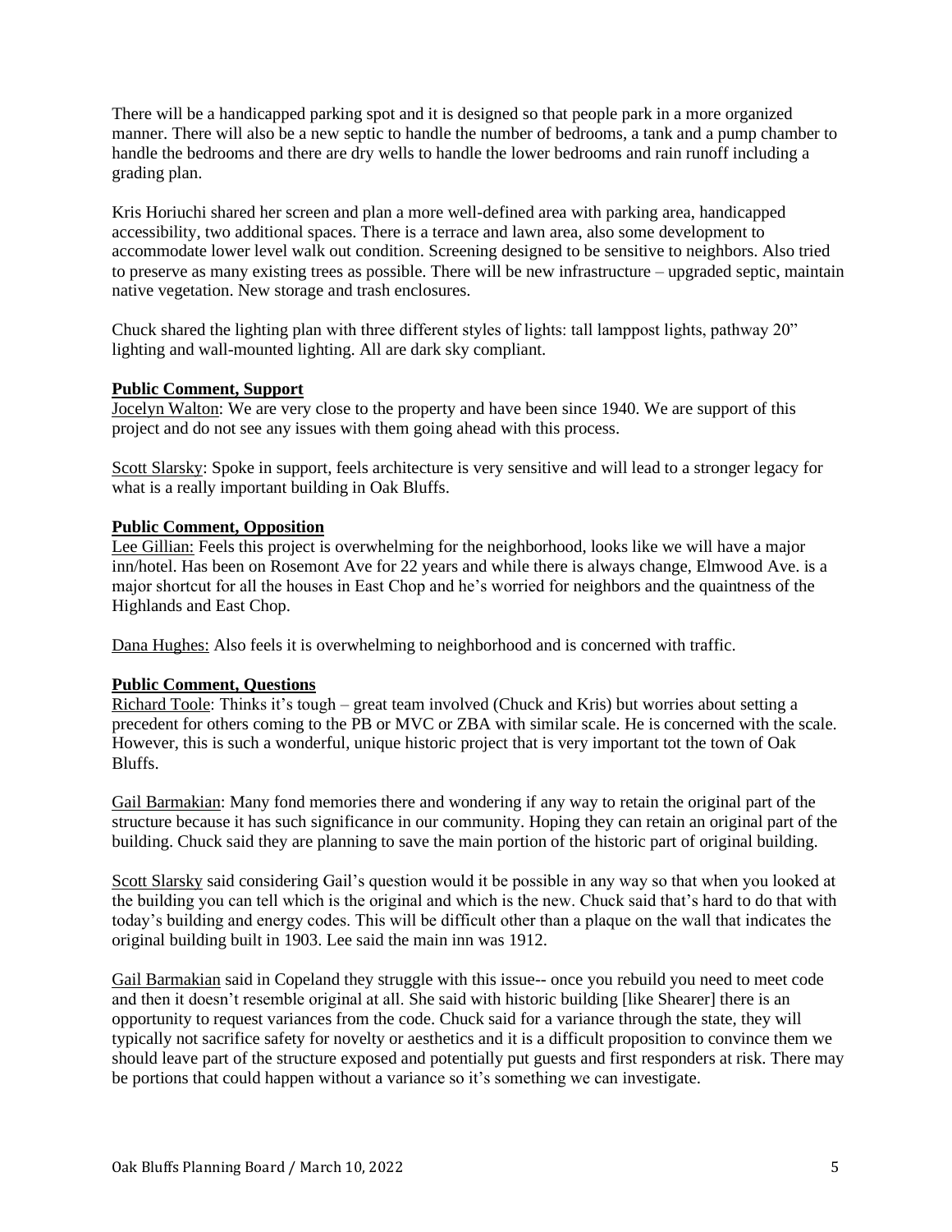There will be a handicapped parking spot and it is designed so that people park in a more organized manner. There will also be a new septic to handle the number of bedrooms, a tank and a pump chamber to handle the bedrooms and there are dry wells to handle the lower bedrooms and rain runoff including a grading plan.

Kris Horiuchi shared her screen and plan a more well-defined area with parking area, handicapped accessibility, two additional spaces. There is a terrace and lawn area, also some development to accommodate lower level walk out condition. Screening designed to be sensitive to neighbors. Also tried to preserve as many existing trees as possible. There will be new infrastructure – upgraded septic, maintain native vegetation. New storage and trash enclosures.

Chuck shared the lighting plan with three different styles of lights: tall lamppost lights, pathway 20" lighting and wall-mounted lighting. All are dark sky compliant.

**Public Comment, Support**

Jocelyn Walton: We are very close to the property and have been since 1940. We are support of this project and do not see any issues with them going ahead with this process.

Scott Slarsky: Spoke in support, feels architecture is very sensitive and will lead to a stronger legacy for what is a really important building in Oak Bluffs.

**Public Comment, Opposition**

Lee Gillian: Feels this project is overwhelming for the neighborhood, looks like we will have a major inn/hotel. Has been on Rosemont Ave for 22 years and while there is always change, Elmwood Ave. is a major shortcut for all the houses in East Chop and he's worried for neighbors and the quaintness of the Highlands and East Chop.

Dana Hughes: Also feels it is overwhelming to neighborhood and is concerned with traffic.

**Public Comment, Questions**

Richard Toole: Thinks it's tough – great team involved (Chuck and Kris) but worries about setting a precedent for others coming to the PB or MVC or ZBA with similar scale. He is concerned with the scale. However, this is such a wonderful, unique historic project that is very important tot the town of Oak Bluffs.

Gail Barmakian: Many fond memories there and wondering if any way to retain the original part of the structure because it has such significance in our community. Hoping they can retain an original part of the building. Chuck said they are planning to save the main portion of the historic part of original building.

Scott Slarsky said considering Gail's question would it be possible in any way so that when you looked at the building you can tell which is the original and which is the new. Chuck said that's hard to do that with today's building and energy codes. This will be difficult other than a plaque on the wall that indicates the original building built in 1903. Lee said the main inn was 1912.

Gail Barmakian said in Copeland they struggle with this issue-- once you rebuild you need to meet code and then it doesn't resemble original at all. She said with historic building [like Shearer] there is an opportunity to request variances from the code. Chuck said for a variance through the state, they will typically not sacrifice safety for novelty or aesthetics and it is a difficult proposition to convince them we should leave part of the structure exposed and potentially put guests and first responders at risk. There may be portions that could happen without a variance so it's something we can investigate.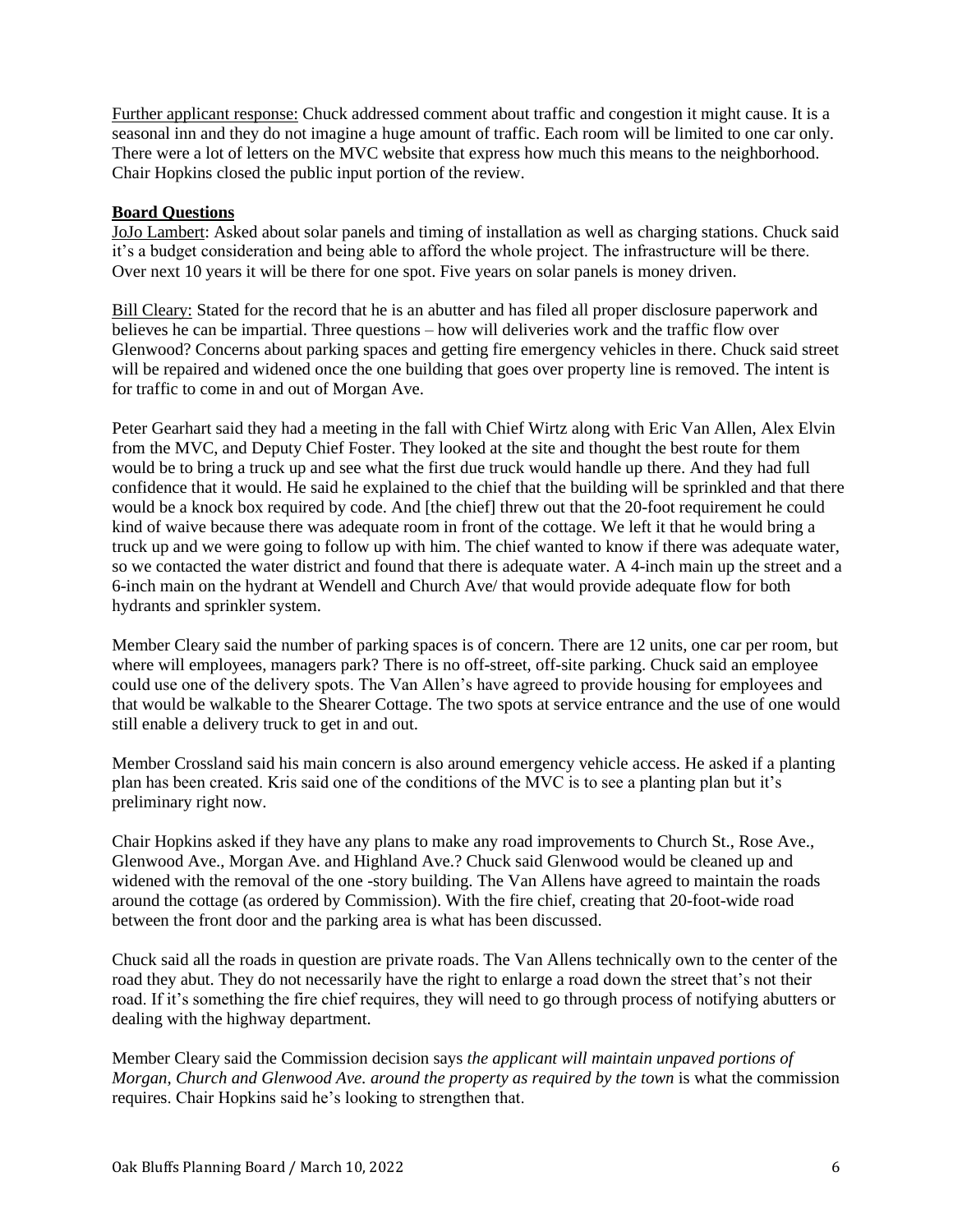Further applicant response: Chuck addressed comment about traffic and congestion it might cause. It is a seasonal inn and they do not imagine a huge amount of traffic. Each room will be limited to one car only. There were a lot of letters on the MVC website that express how much this means to the neighborhood. Chair Hopkins closed the public input portion of the review.

**Board Questions**

JoJo Lambert: Asked about solar panels and timing of installation as well as charging stations. Chuck said it's a budget consideration and being able to afford the whole project. The infrastructure will be there. Over next 10 years it will be there for one spot. Five years on solar panels is money driven.

Bill Cleary: Stated for the record that he is an abutter and has filed all proper disclosure paperwork and believes he can be impartial. Three questions – how will deliveries work and the traffic flow over Glenwood? Concerns about parking spaces and getting fire emergency vehicles in there. Chuck said street will be repaired and widened once the one building that goes over property line is removed. The intent is for traffic to come in and out of Morgan Ave.

Peter Gearhart said they had a meeting in the fall with Chief Wirtz along with Eric Van Allen, Alex Elvin from the MVC, and Deputy Chief Foster. They looked at the site and thought the best route for them would be to bring a truck up and see what the first due truck would handle up there. And they had full confidence that it would. He said he explained to the chief that the building will be sprinkled and that there would be a knock box required by code. And [the chief] threw out that the 20-foot requirement he could kind of waive because there was adequate room in front of the cottage. We left it that he would bring a truck up and we were going to follow up with him. The chief wanted to know if there was adequate water, so we contacted the water district and found that there is adequate water. A 4-inch main up the street and a 6-inch main on the hydrant at Wendell and Church Ave/ that would provide adequate flow for both hydrants and sprinkler system.

Member Cleary said the number of parking spaces is of concern. There are 12 units, one car per room, but where will employees, managers park? There is no off-street, off-site parking. Chuck said an employee could use one of the delivery spots. The Van Allen's have agreed to provide housing for employees and that would be walkable to the Shearer Cottage. The two spots at service entrance and the use of one would still enable a delivery truck to get in and out.

Member Crossland said his main concern is also around emergency vehicle access. He asked if a planting plan has been created. Kris said one of the conditions of the MVC is to see a planting plan but it's preliminary right now.

Chair Hopkins asked if they have any plans to make any road improvements to Church St., Rose Ave., Glenwood Ave., Morgan Ave. and Highland Ave.? Chuck said Glenwood would be cleaned up and widened with the removal of the one -story building. The Van Allens have agreed to maintain the roads around the cottage (as ordered by Commission). With the fire chief, creating that 20-foot-wide road between the front door and the parking area is what has been discussed.

Chuck said all the roads in question are private roads. The Van Allens technically own to the center of the road they abut. They do not necessarily have the right to enlarge a road down the street that's not their road. If it's something the fire chief requires, they will need to go through process of notifying abutters or dealing with the highway department.

Member Cleary said the Commission decision says *the applicant will maintain unpaved portions of Morgan, Church and Glenwood Ave. around the property as required by the town* is what the commission requires. Chair Hopkins said he's looking to strengthen that.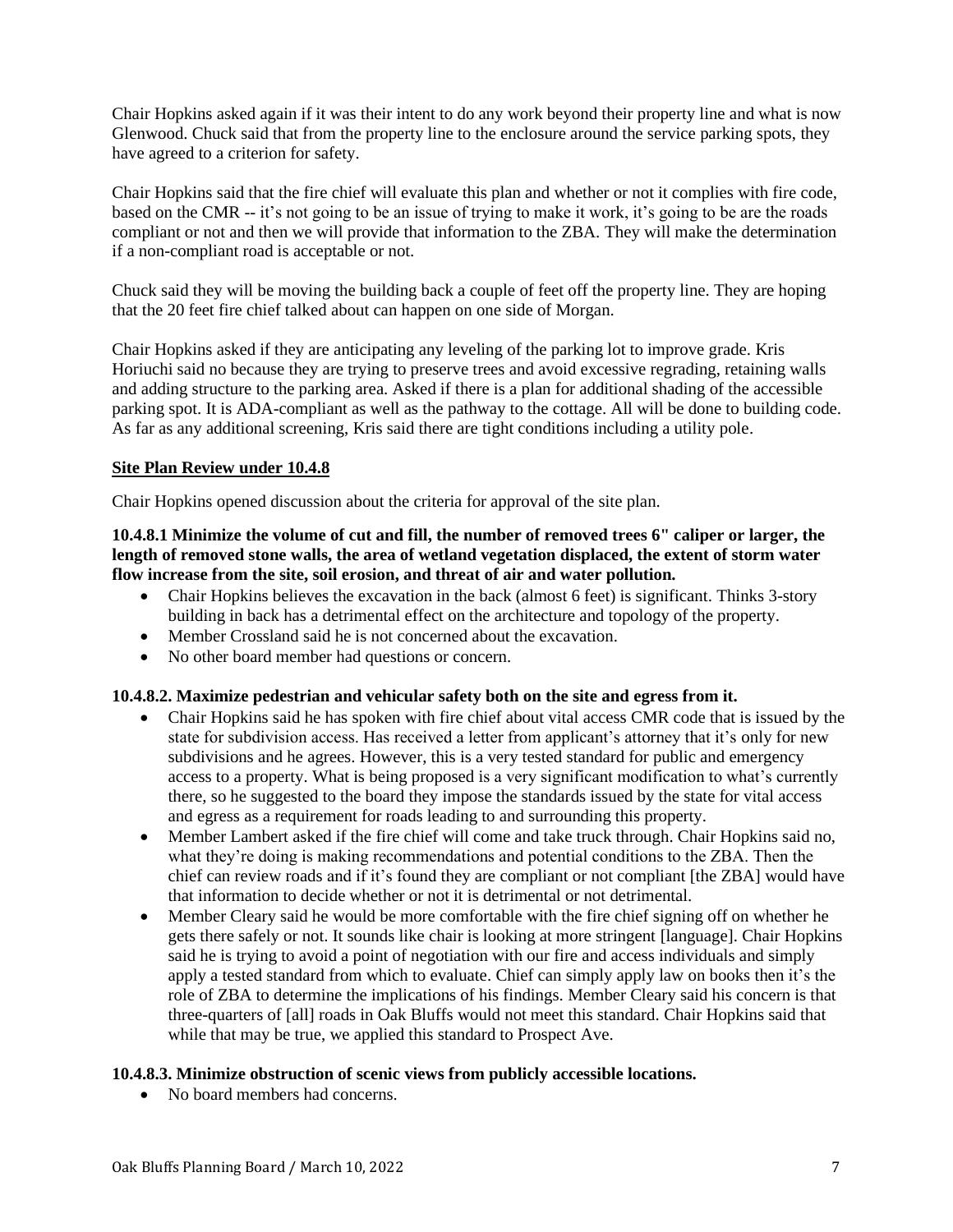Chair Hopkins asked again if it was their intent to do any work beyond their property line and what is now Glenwood. Chuck said that from the property line to the enclosure around the service parking spots, they have agreed to a criterion for safety.

Chair Hopkins said that the fire chief will evaluate this plan and whether or not it complies with fire code, based on the CMR -- it's not going to be an issue of trying to make it work, it's going to be are the roads compliant or not and then we will provide that information to the ZBA. They will make the determination if a non-compliant road is acceptable or not.

Chuck said they will be moving the building back a couple of feet off the property line. They are hoping that the 20 feet fire chief talked about can happen on one side of Morgan.

Chair Hopkins asked if they are anticipating any leveling of the parking lot to improve grade. Kris Horiuchi said no because they are trying to preserve trees and avoid excessive regrading, retaining walls and adding structure to the parking area. Asked if there is a plan for additional shading of the accessible parking spot. It is ADA-compliant as well as the pathway to the cottage. All will be done to building code. As far as any additional screening, Kris said there are tight conditions including a utility pole.

**Site Plan Review under 10.4.8**

Chair Hopkins opened discussion about the criteria for approval of the site plan.

**10.4.8.1 Minimize the volume of cut and fill, the number of removed trees 6" caliper or larger, the length of removed stone walls, the area of wetland vegetation displaced, the extent of storm water flow increase from the site, soil erosion, and threat of air and water pollution.**

- Chair Hopkins believes the excavation in the back (almost 6 feet) is significant. Thinks 3-story building in back has a detrimental effect on the architecture and topology of the property.
- Member Crossland said he is not concerned about the excavation.
- No other board member had questions or concern.

**10.4.8.2. Maximize pedestrian and vehicular safety both on the site and egress from it.**

- Chair Hopkins said he has spoken with fire chief about vital access CMR code that is issued by the state for subdivision access. Has received a letter from applicant's attorney that it's only for new subdivisions and he agrees. However, this is a very tested standard for public and emergency access to a property. What is being proposed is a very significant modification to what's currently there, so he suggested to the board they impose the standards issued by the state for vital access and egress as a requirement for roads leading to and surrounding this property.
- Member Lambert asked if the fire chief will come and take truck through. Chair Hopkins said no, what they're doing is making recommendations and potential conditions to the ZBA. Then the chief can review roads and if it's found they are compliant or not compliant [the ZBA] would have that information to decide whether or not it is detrimental or not detrimental.
- Member Cleary said he would be more comfortable with the fire chief signing off on whether he gets there safely or not. It sounds like chair is looking at more stringent [language]. Chair Hopkins said he is trying to avoid a point of negotiation with our fire and access individuals and simply apply a tested standard from which to evaluate. Chief can simply apply law on books then it's the role of ZBA to determine the implications of his findings. Member Cleary said his concern is that three-quarters of [all] roads in Oak Bluffs would not meet this standard. Chair Hopkins said that while that may be true, we applied this standard to Prospect Ave.

**10.4.8.3. Minimize obstruction of scenic views from publicly accessible locations.**

- No board members had concerns.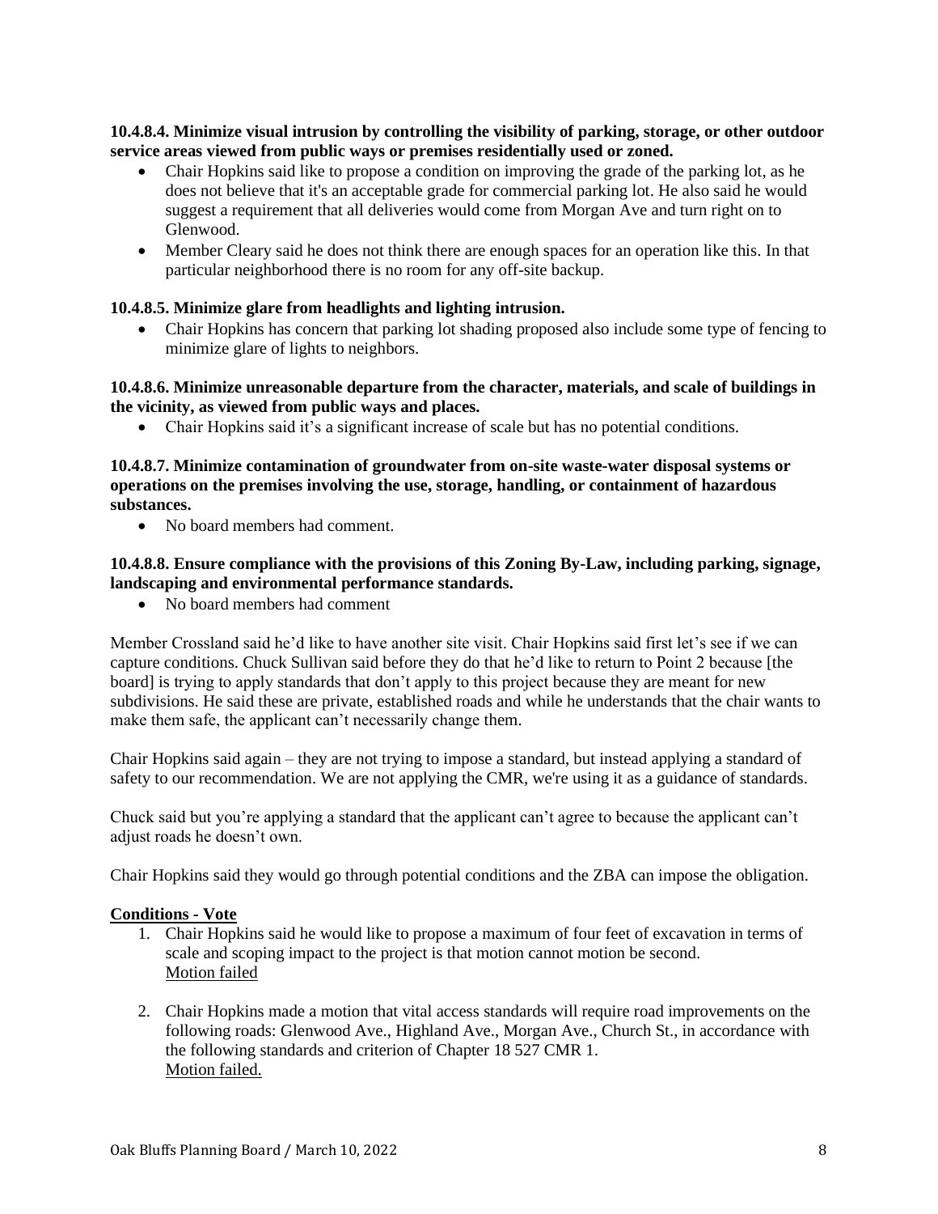**10.4.8.4. Minimize visual intrusion by controlling the visibility of parking, storage, or other outdoor service areas viewed from public ways or premises residentially used or zoned.**

- Chair Hopkins said like to propose a condition on improving the grade of the parking lot, as he does not believe that it's an acceptable grade for commercial parking lot. He also said he would suggest a requirement that all deliveries would come from Morgan Ave and turn right on to Glenwood.
- Member Cleary said he does not think there are enough spaces for an operation like this. In that particular neighborhood there is no room for any off-site backup.

**10.4.8.5. Minimize glare from headlights and lighting intrusion.**

- Chair Hopkins has concern that parking lot shading proposed also include some type of fencing to minimize glare of lights to neighbors.

**10.4.8.6. Minimize unreasonable departure from the character, materials, and scale of buildings in the vicinity, as viewed from public ways and places.**

- Chair Hopkins said it's a significant increase of scale but has no potential conditions.

**10.4.8.7. Minimize contamination of groundwater from on-site waste-water disposal systems or operations on the premises involving the use, storage, handling, or containment of hazardous substances.**

- No board members had comment.

**10.4.8.8. Ensure compliance with the provisions of this Zoning By-Law, including parking, signage, landscaping and environmental performance standards.**

- No board members had comment

Member Crossland said he'd like to have another site visit. Chair Hopkins said first let's see if we can capture conditions. Chuck Sullivan said before they do that he'd like to return to Point 2 because [the board] is trying to apply standards that don't apply to this project because they are meant for new subdivisions. He said these are private, established roads and while he understands that the chair wants to make them safe, the applicant can't necessarily change them.

Chair Hopkins said again – they are not trying to impose a standard, but instead applying a standard of safety to our recommendation. We are not applying the CMR, we're using it as a guidance of standards.

Chuck said but you're applying a standard that the applicant can't agree to because the applicant can't adjust roads he doesn't own.

Chair Hopkins said they would go through potential conditions and the ZBA can impose the obligation.

**Conditions - Vote**

1. Chair Hopkins said he would like to propose a maximum of four feet of excavation in terms of scale and scoping impact to the project is that motion cannot motion be second.
   Motion failed
2. Chair Hopkins made a motion that vital access standards will require road improvements on the following roads: Glenwood Ave., Highland Ave., Morgan Ave., Church St., in accordance with the following standards and criterion of Chapter 18 527 CMR 1.
   Motion failed.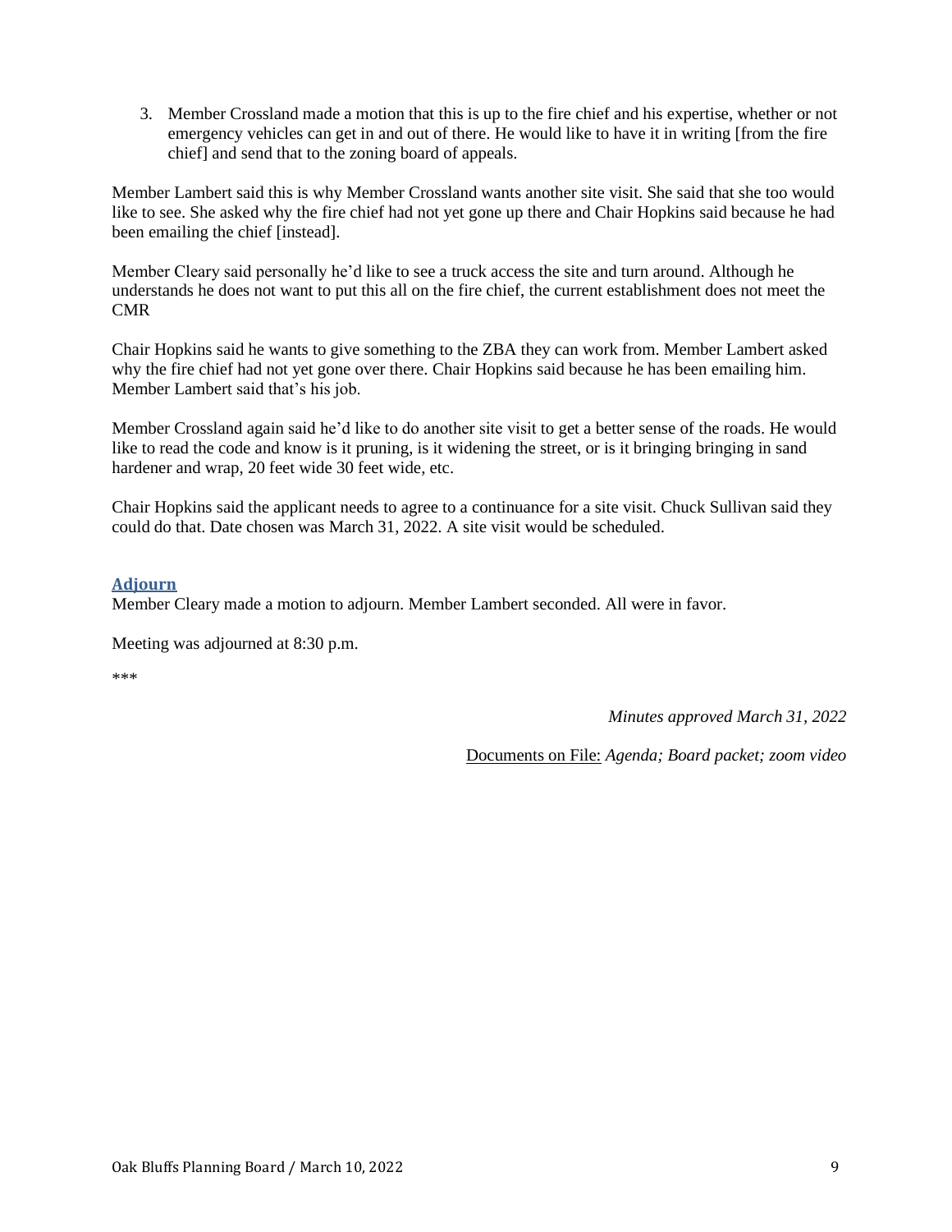3. Member Crossland made a motion that this is up to the fire chief and his expertise, whether or not emergency vehicles can get in and out of there. He would like to have it in writing [from the fire chief] and send that to the zoning board of appeals.

Member Lambert said this is why Member Crossland wants another site visit. She said that she too would like to see. She asked why the fire chief had not yet gone up there and Chair Hopkins said because he had been emailing the chief [instead].

Member Cleary said personally he'd like to see a truck access the site and turn around. Although he understands he does not want to put this all on the fire chief, the current establishment does not meet the CMR

Chair Hopkins said he wants to give something to the ZBA they can work from. Member Lambert asked why the fire chief had not yet gone over there. Chair Hopkins said because he has been emailing him. Member Lambert said that's his job.

Member Crossland again said he'd like to do another site visit to get a better sense of the roads. He would like to read the code and know is it pruning, is it widening the street, or is it bringing bringing in sand hardener and wrap, 20 feet wide 30 feet wide, etc.

Chair Hopkins said the applicant needs to agree to a continuance for a site visit. Chuck Sullivan said they could do that. Date chosen was March 31, 2022. A site visit would be scheduled.

## Adjourn

Member Cleary made a motion to adjourn. Member Lambert seconded. All were in favor.

Meeting was adjourned at 8:30 p.m.

\*\*\*

*Minutes approved March 31, 2022*

Documents on File: *Agenda; Board packet; zoom video*